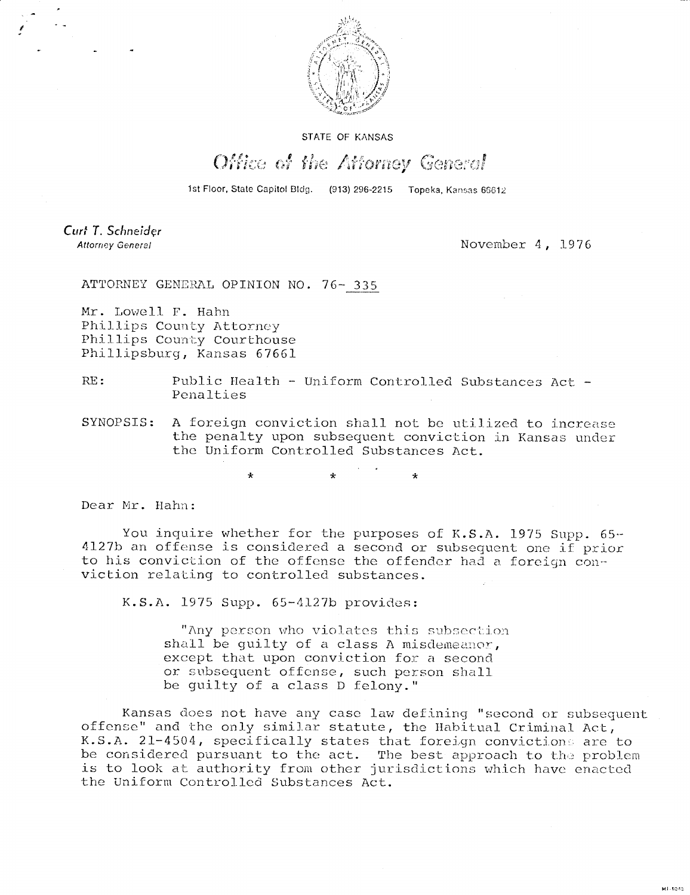STATE OF KANSAS

# Office of the Attorney General

1st Floor, State Capitol Bldg. (913) 296-2215 Topeka, Kansas 66612

*Curt T. Schneider*
*Attorney General*

November 4, 1976

ATTORNEY GENERAL OPINION NO. 76- 335

Mr. Lowell F. Hahn
Phillips County Attorney
Phillips County Courthouse
Phillipsburg, Kansas 67661

RE: Public Health - Uniform Controlled Substances Act - Penalties

SYNOPSIS: A foreign conviction shall not be utilized to increase the penalty upon subsequent conviction in Kansas under the Uniform Controlled Substances Act.

\* \* \*

Dear Mr. Hahn:

You inquire whether for the purposes of K.S.A. 1975 Supp. 65-4127b an offense is considered a second or subsequent one if prior to his conviction of the offense the offender had a foreign conviction relating to controlled substances.

K.S.A. 1975 Supp. 65-4127b provides:

> "Any person who violates this subsection shall be guilty of a class A misdemeanor, except that upon conviction for a second or subsequent offense, such person shall be guilty of a class D felony."

Kansas does not have any case law defining "second or subsequent offense" and the only similar statute, the Habitual Criminal Act, K.S.A. 21-4504, specifically states that foreign convictions are to be considered pursuant to the act. The best approach to the problem is to look at authority from other jurisdictions which have enacted the Uniform Controlled Substances Act.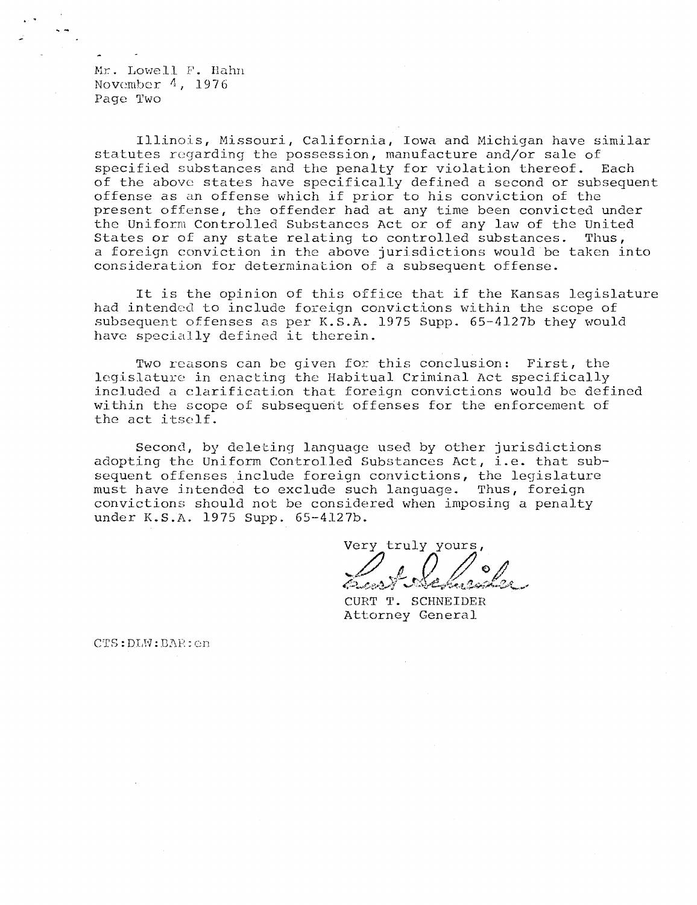Mr. Lowell F. Hahn
November 4, 1976
Page Two

Illinois, Missouri, California, Iowa and Michigan have similar statutes regarding the possession, manufacture and/or sale of specified substances and the penalty for violation thereof. Each of the above states have specifically defined a second or subsequent offense as an offense which if prior to his conviction of the present offense, the offender had at any time been convicted under the Uniform Controlled Substances Act or of any law of the United States or of any state relating to controlled substances. Thus, a foreign conviction in the above jurisdictions would be taken into consideration for determination of a subsequent offense.

It is the opinion of this office that if the Kansas legislature had intended to include foreign convictions within the scope of subsequent offenses as per K.S.A. 1975 Supp. 65-4127b they would have specially defined it therein.

Two reasons can be given for this conclusion: First, the legislature in enacting the Habitual Criminal Act specifically included a clarification that foreign convictions would be defined within the scope of subsequent offenses for the enforcement of the act itself.

Second, by deleting language used by other jurisdictions adopting the Uniform Controlled Substances Act, i.e. that subsequent offenses include foreign convictions, the legislature must have intended to exclude such language. Thus, foreign convictions should not be considered when imposing a penalty under K.S.A. 1975 Supp. 65-4127b.

Very truly yours,

CURT T. SCHNEIDER
Attorney General

CTS:DLW:BAR:en